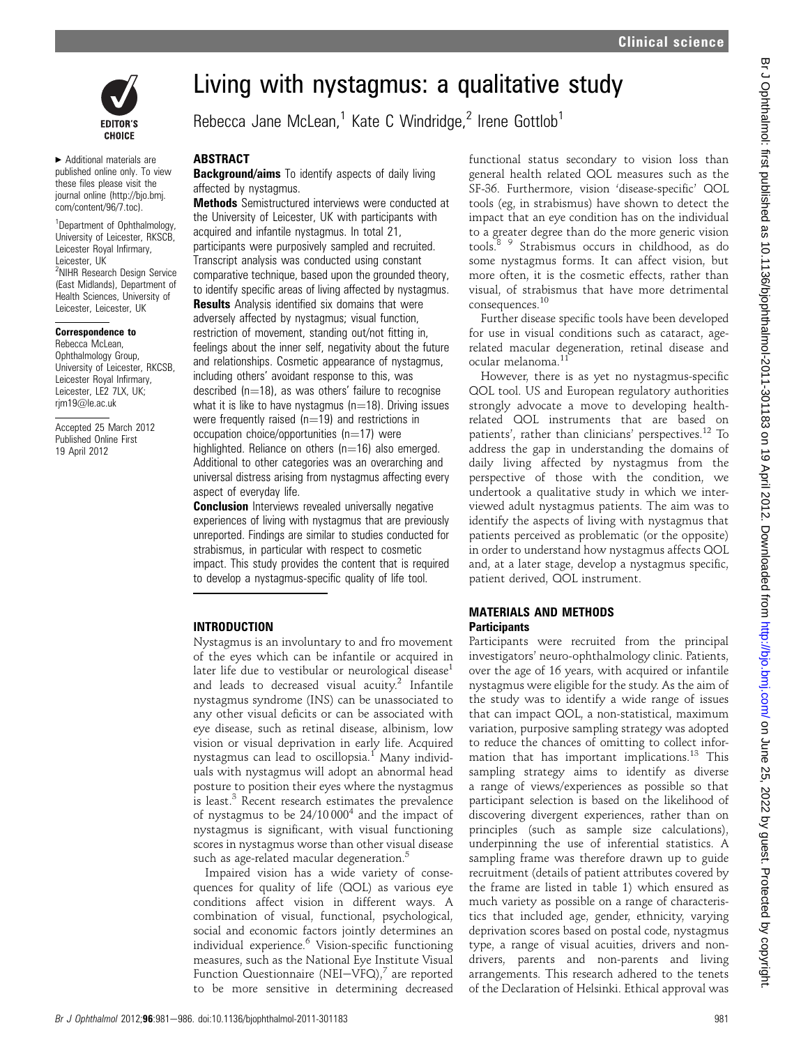# Living with nystagmus: a qualitative study

Rebecca Jane McLean,[1] Kate C Windridge,[2] Irene Gottlob[1]

EDITOR'S CHOICE

► Additional materials are published online only. To view these files please visit the journal online (http://bjo.bmj.com/content/96/7.toc).

[1]Department of Ophthalmology, University of Leicester, RKSCB, Leicester Royal Infirmary, Leicester, UK
[2]NIHR Research Design Service (East Midlands), Department of Health Sciences, University of Leicester, Leicester, UK

**Correspondence to**
Rebecca McLean, Ophthalmology Group, University of Leicester, RKCSB, Leicester Royal Infirmary, Leicester, LE2 7LX, UK; rjm19@le.ac.uk

Accepted 25 March 2012
Published Online First 19 April 2012

## ABSTRACT

**Background/aims** To identify aspects of daily living affected by nystagmus.

**Methods** Semistructured interviews were conducted at the University of Leicester, UK with participants with acquired and infantile nystagmus. In total 21, participants were purposively sampled and recruited. Transcript analysis was conducted using constant comparative technique, based upon the grounded theory, to identify specific areas of living affected by nystagmus.

**Results** Analysis identified six domains that were adversely affected by nystagmus; visual function, restriction of movement, standing out/not fitting in, feelings about the inner self, negativity about the future and relationships. Cosmetic appearance of nystagmus, including others' avoidant response to this, was described (n=18), as was others' failure to recognise what it is like to have nystagmus (n=18). Driving issues were frequently raised (n=19) and restrictions in occupation choice/opportunities (n=17) were highlighted. Reliance on others (n=16) also emerged. Additional to other categories was an overarching and universal distress arising from nystagmus affecting every aspect of everyday life.

**Conclusion** Interviews revealed universally negative experiences of living with nystagmus that are previously unreported. Findings are similar to studies conducted for strabismus, in particular with respect to cosmetic impact. This study provides the content that is required to develop a nystagmus-specific quality of life tool.

## INTRODUCTION

Nystagmus is an involuntary to and fro movement of the eyes which can be infantile or acquired in later life due to vestibular or neurological disease[1] and leads to decreased visual acuity.[2] Infantile nystagmus syndrome (INS) can be unassociated to any other visual deficits or can be associated with eye disease, such as retinal disease, albinism, low vision or visual deprivation in early life. Acquired nystagmus can lead to oscillopsia.[1] Many individuals with nystagmus will adopt an abnormal head posture to position their eyes where the nystagmus is least.[3] Recent research estimates the prevalence of nystagmus to be 24/10 000[4] and the impact of nystagmus is significant, with visual functioning scores in nystagmus worse than other visual disease such as age-related macular degeneration.[5]

Impaired vision has a wide variety of consequences for quality of life (QOL) as various eye conditions affect vision in different ways. A combination of visual, functional, psychological, social and economic factors jointly determines an individual experience.[6] Vision-specific functioning measures, such as the National Eye Institute Visual Function Questionnaire (NEI−VFQ),[7] are reported to be more sensitive in determining decreased functional status secondary to vision loss than general health related QOL measures such as the SF-36. Furthermore, vision 'disease-specific' QOL tools (eg, in strabismus) have shown to detect the impact that an eye condition has on the individual to a greater degree than do the more generic vision tools.[8 9] Strabismus occurs in childhood, as do some nystagmus forms. It can affect vision, but more often, it is the cosmetic effects, rather than visual, of strabismus that have more detrimental consequences.[10]

Further disease specific tools have been developed for use in visual conditions such as cataract, age-related macular degeneration, retinal disease and ocular melanoma.[11]

However, there is as yet no nystagmus-specific QOL tool. US and European regulatory authorities strongly advocate a move to developing health-related QOL instruments that are based on patients', rather than clinicians' perspectives.[12] To address the gap in understanding the domains of daily living affected by nystagmus from the perspective of those with the condition, we undertook a qualitative study in which we interviewed adult nystagmus patients. The aim was to identify the aspects of living with nystagmus that patients perceived as problematic (or the opposite) in order to understand how nystagmus affects QOL and, at a later stage, develop a nystagmus specific, patient derived, QOL instrument.

## MATERIALS AND METHODS

### Participants

Participants were recruited from the principal investigators' neuro-ophthalmology clinic. Patients, over the age of 16 years, with acquired or infantile nystagmus were eligible for the study. As the aim of the study was to identify a wide range of issues that can impact QOL, a non-statistical, maximum variation, purposive sampling strategy was adopted to reduce the chances of omitting to collect information that has important implications.[13] This sampling strategy aims to identify as diverse a range of views/experiences as possible so that participant selection is based on the likelihood of discovering divergent experiences, rather than on principles (such as sample size calculations), underpinning the use of inferential statistics. A sampling frame was therefore drawn up to guide recruitment (details of patient attributes covered by the frame are listed in table 1) which ensured as much variety as possible on a range of characteristics that included age, gender, ethnicity, varying deprivation scores based on postal code, nystagmus type, a range of visual acuities, drivers and non-drivers, parents and non-parents and living arrangements. This research adhered to the tenets of the Declaration of Helsinki. Ethical approval was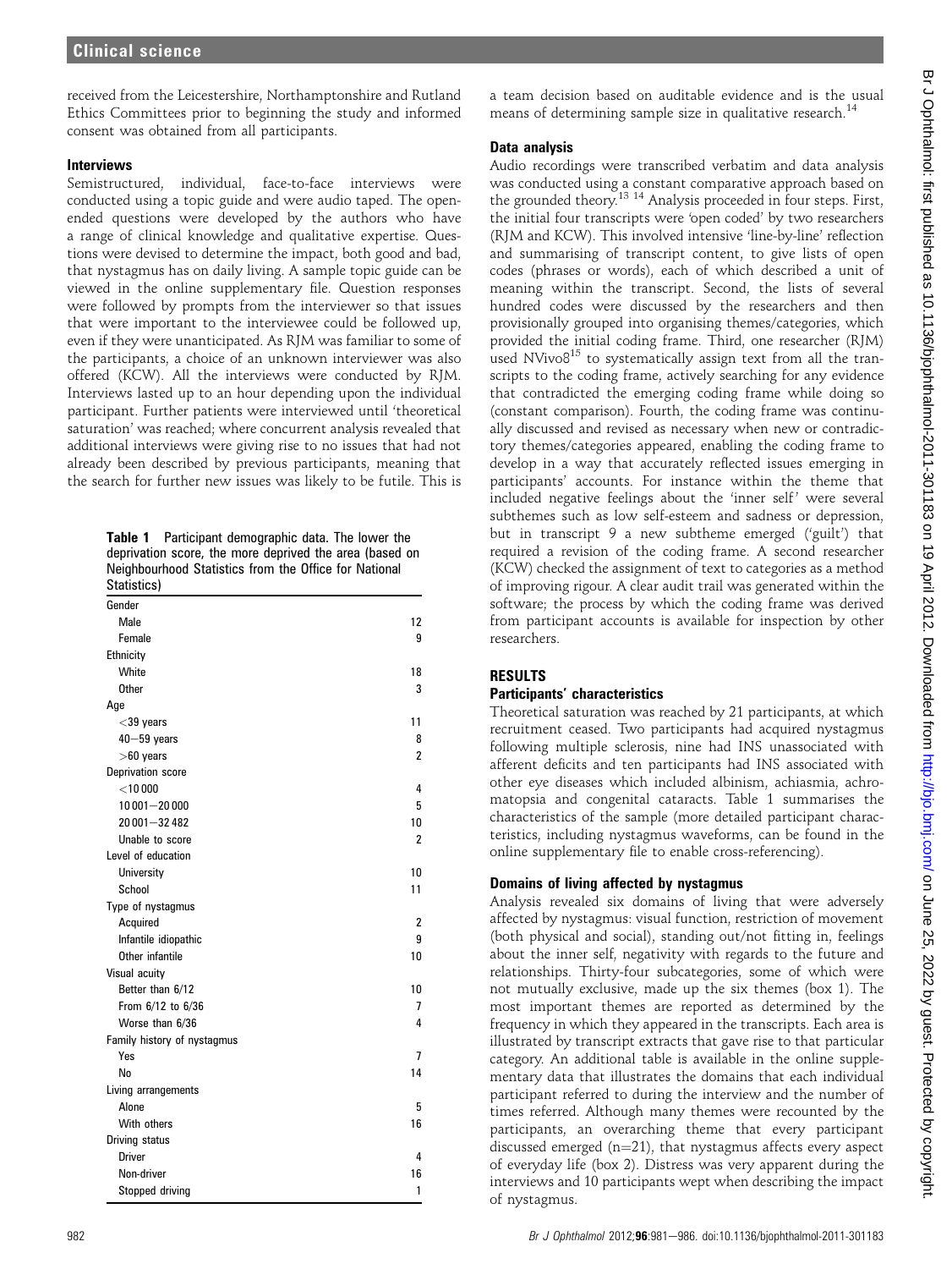received from the Leicestershire, Northamptonshire and Rutland Ethics Committees prior to beginning the study and informed consent was obtained from all participants.

### Interviews

Semistructured, individual, face-to-face interviews were conducted using a topic guide and were audio taped. The open-ended questions were developed by the authors who have a range of clinical knowledge and qualitative expertise. Questions were devised to determine the impact, both good and bad, that nystagmus has on daily living. A sample topic guide can be viewed in the online supplementary file. Question responses were followed by prompts from the interviewer so that issues that were important to the interviewee could be followed up, even if they were unanticipated. As RJM was familiar to some of the participants, a choice of an unknown interviewer was also offered (KCW). All the interviews were conducted by RJM. Interviews lasted up to an hour depending upon the individual participant. Further patients were interviewed until 'theoretical saturation' was reached; where concurrent analysis revealed that additional interviews were giving rise to no issues that had not already been described by previous participants, meaning that the search for further new issues was likely to be futile. This is a team decision based on auditable evidence and is the usual means of determining sample size in qualitative research.[14]

**Table 1** Participant demographic data. The lower the deprivation score, the more deprived the area (based on Neighbourhood Statistics from the Office for National Statistics)

| | |
|---|---|
| Gender | |
| Male | 12 |
| Female | 9 |
| Ethnicity | |
| White | 18 |
| Other | 3 |
| Age | |
| <39 years | 11 |
| 40–59 years | 8 |
| >60 years | 2 |
| Deprivation score | |
| <10 000 | 4 |
| 10 001–20 000 | 5 |
| 20 001–32 482 | 10 |
| Unable to score | 2 |
| Level of education | |
| University | 10 |
| School | 11 |
| Type of nystagmus | |
| Acquired | 2 |
| Infantile idiopathic | 9 |
| Other infantile | 10 |
| Visual acuity | |
| Better than 6/12 | 10 |
| From 6/12 to 6/36 | 7 |
| Worse than 6/36 | 4 |
| Family history of nystagmus | |
| Yes | 7 |
| No | 14 |
| Living arrangements | |
| Alone | 5 |
| With others | 16 |
| Driving status | |
| Driver | 4 |
| Non-driver | 16 |
| Stopped driving | 1 |

### Data analysis

Audio recordings were transcribed verbatim and data analysis was conducted using a constant comparative approach based on the grounded theory.[13 14] Analysis proceeded in four steps. First, the initial four transcripts were 'open coded' by two researchers (RJM and KCW). This involved intensive 'line-by-line' reflection and summarising of transcript content, to give lists of open codes (phrases or words), each of which described a unit of meaning within the transcript. Second, the lists of several hundred codes were discussed by the researchers and then provisionally grouped into organising themes/categories, which provided the initial coding frame. Third, one researcher (RJM) used NVivo8[15] to systematically assign text from all the transcripts to the coding frame, actively searching for any evidence that contradicted the emerging coding frame while doing so (constant comparison). Fourth, the coding frame was continually discussed and revised as necessary when new or contradictory themes/categories appeared, enabling the coding frame to develop in a way that accurately reflected issues emerging in participants' accounts. For instance within the theme that included negative feelings about the 'inner self' were several subthemes such as low self-esteem and sadness or depression, but in transcript 9 a new subtheme emerged ('guilt') that required a revision of the coding frame. A second researcher (KCW) checked the assignment of text to categories as a method of improving rigour. A clear audit trail was generated within the software; the process by which the coding frame was derived from participant accounts is available for inspection by other researchers.

## RESULTS

### Participants' characteristics

Theoretical saturation was reached by 21 participants, at which recruitment ceased. Two participants had acquired nystagmus following multiple sclerosis, nine had INS unassociated with afferent deficits and ten participants had INS associated with other eye diseases which included albinism, achiasmia, achromatopsia and congenital cataracts. Table 1 summarises the characteristics of the sample (more detailed participant characteristics, including nystagmus waveforms, can be found in the online supplementary file to enable cross-referencing).

### Domains of living affected by nystagmus

Analysis revealed six domains of living that were adversely affected by nystagmus: visual function, restriction of movement (both physical and social), standing out/not fitting in, feelings about the inner self, negativity with regards to the future and relationships. Thirty-four subcategories, some of which were not mutually exclusive, made up the six themes (box 1). The most important themes are reported as determined by the frequency in which they appeared in the transcripts. Each area is illustrated by transcript extracts that gave rise to that particular category. An additional table is available in the online supplementary data that illustrates the domains that each individual participant referred to during the interview and the number of times referred. Although many themes were recounted by the participants, an overarching theme that every participant discussed emerged (n=21), that nystagmus affects every aspect of everyday life (box 2). Distress was very apparent during the interviews and 10 participants wept when describing the impact of nystagmus.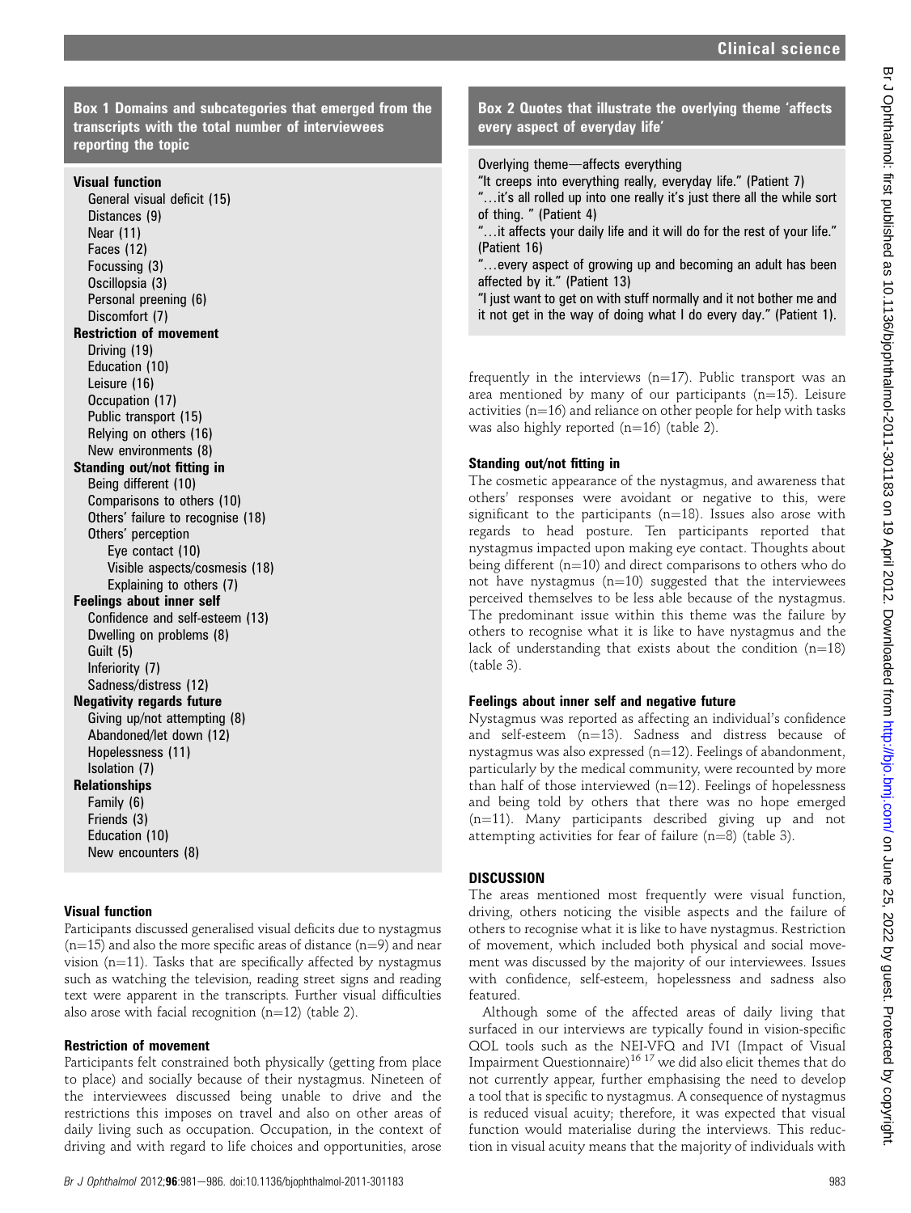**Box 1 Domains and subcategories that emerged from the transcripts with the total number of interviewees reporting the topic**

**Visual function**
- General visual deficit (15)
- Distances (9)
- Near (11)
- Faces (12)
- Focussing (3)
- Oscillopsia (3)
- Personal preening (6)
- Discomfort (7)

**Restriction of movement**
- Driving (19)
- Education (10)
- Leisure (16)
- Occupation (17)
- Public transport (15)
- Relying on others (16)
- New environments (8)

**Standing out/not fitting in**
- Being different (10)
- Comparisons to others (10)
- Others' failure to recognise (18)
- Others' perception
  - Eye contact (10)
  - Visible aspects/cosmesis (18)
  - Explaining to others (7)

**Feelings about inner self**
- Confidence and self-esteem (13)
- Dwelling on problems (8)
- Guilt (5)
- Inferiority (7)
- Sadness/distress (12)

**Negativity regards future**
- Giving up/not attempting (8)
- Abandoned/let down (12)
- Hopelessness (11)
- Isolation (7)

**Relationships**
- Family (6)
- Friends (3)
- Education (10)
- New encounters (8)

### Visual function

Participants discussed generalised visual deficits due to nystagmus (n=15) and also the more specific areas of distance (n=9) and near vision (n=11). Tasks that are specifically affected by nystagmus such as watching the television, reading street signs and reading text were apparent in the transcripts. Further visual difficulties also arose with facial recognition (n=12) (table 2).

### Restriction of movement

Participants felt constrained both physically (getting from place to place) and socially because of their nystagmus. Nineteen of the interviewees discussed being unable to drive and the restrictions this imposes on travel and also on other areas of daily living such as occupation. Occupation, in the context of driving and with regard to life choices and opportunities, arose frequently in the interviews (n=17). Public transport was an area mentioned by many of our participants (n=15). Leisure activities (n=16) and reliance on other people for help with tasks was also highly reported (n=16) (table 2).

**Box 2 Quotes that illustrate the overlying theme 'affects every aspect of everyday life'**

Overlying theme—affects everything

"It creeps into everything really, everyday life." (Patient 7)

"…it's all rolled up into one really it's just there all the while sort of thing. " (Patient 4)

"…it affects your daily life and it will do for the rest of your life." (Patient 16)

"…every aspect of growing up and becoming an adult has been affected by it." (Patient 13)

"I just want to get on with stuff normally and it not bother me and it not get in the way of doing what I do every day." (Patient 1).

### Standing out/not fitting in

The cosmetic appearance of the nystagmus, and awareness that others' responses were avoidant or negative to this, were significant to the participants (n=18). Issues also arose with regards to head posture. Ten participants reported that nystagmus impacted upon making eye contact. Thoughts about being different (n=10) and direct comparisons to others who do not have nystagmus (n=10) suggested that the interviewees perceived themselves to be less able because of the nystagmus. The predominant issue within this theme was the failure by others to recognise what it is like to have nystagmus and the lack of understanding that exists about the condition (n=18) (table 3).

### Feelings about inner self and negative future

Nystagmus was reported as affecting an individual's confidence and self-esteem (n=13). Sadness and distress because of nystagmus was also expressed (n=12). Feelings of abandonment, particularly by the medical community, were recounted by more than half of those interviewed (n=12). Feelings of hopelessness and being told by others that there was no hope emerged (n=11). Many participants described giving up and not attempting activities for fear of failure (n=8) (table 3).

## DISCUSSION

The areas mentioned most frequently were visual function, driving, others noticing the visible aspects and the failure of others to recognise what it is like to have nystagmus. Restriction of movement, which included both physical and social movement was discussed by the majority of our interviewees. Issues with confidence, self-esteem, hopelessness and sadness also featured.

Although some of the affected areas of daily living that surfaced in our interviews are typically found in vision-specific QOL tools such as the NEI-VFQ and IVI (Impact of Visual Impairment Questionnaire)[16 17] we did also elicit themes that do not currently appear, further emphasising the need to develop a tool that is specific to nystagmus. A consequence of nystagmus is reduced visual acuity; therefore, it was expected that visual function would materialise during the interviews. This reduction in visual acuity means that the majority of individuals with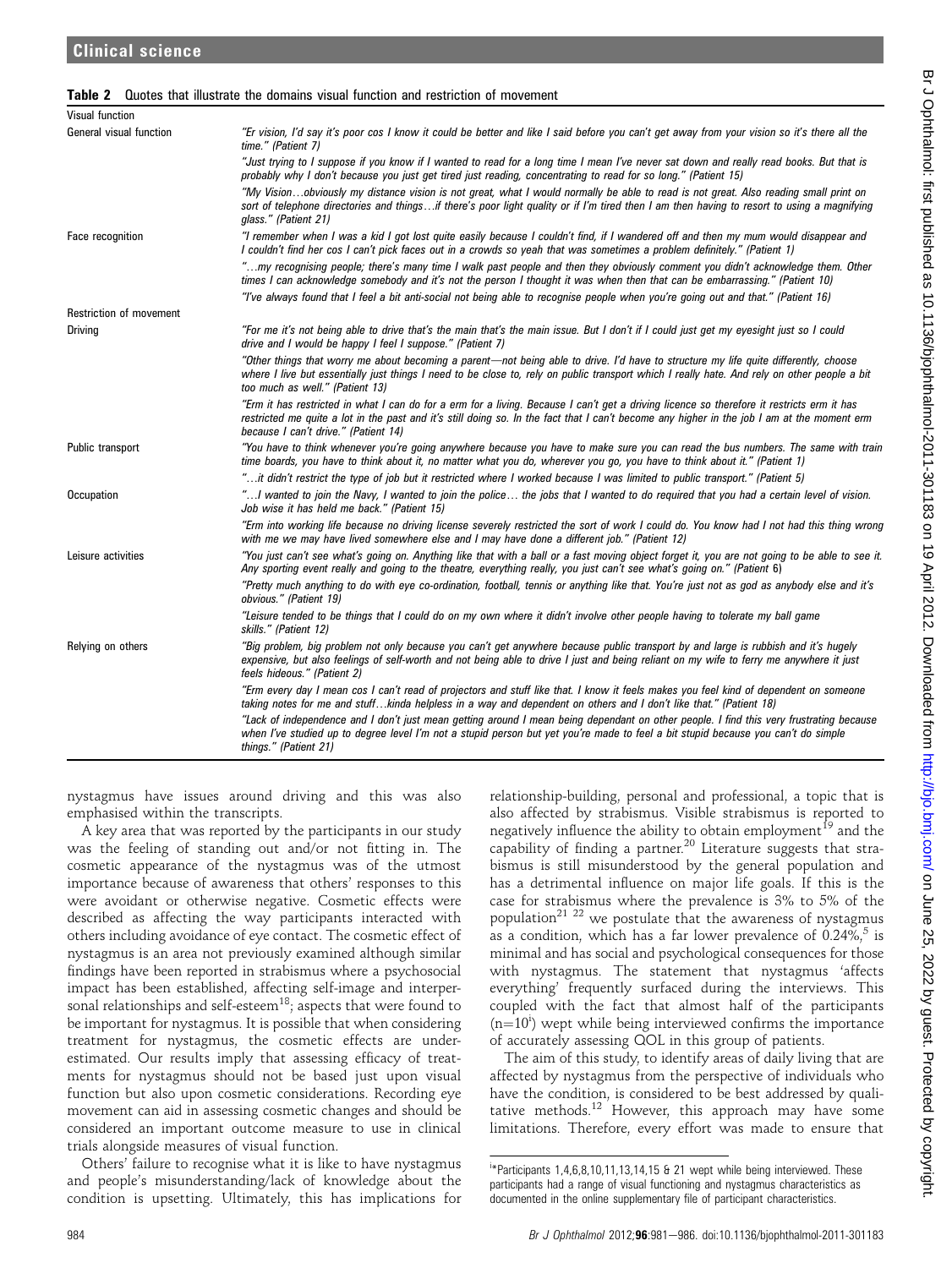**Table 2** Quotes that illustrate the domains visual function and restriction of movement

| | |
|---|---|
| **Visual function** | |
| General visual function | "Er vision, I'd say it's poor cos I know it could be better and like I said before you can't get away from your vision so it's there all the time." (Patient 7) |
| | "Just trying to I suppose if you know if I wanted to read for a long time I mean I've never sat down and really read books. But that is probably why I don't because you just get tired just reading, concentrating to read for so long." (Patient 15) |
| | "My Vision…obviously my distance vision is not great, what I would normally be able to read is not great. Also reading small print on sort of telephone directories and things…if there's poor light quality or if I'm tired then I am then having to resort to using a magnifying glass." (Patient 21) |
| Face recognition | "I remember when I was a kid I got lost quite easily because I couldn't find, if I wandered off and then my mum would disappear and I couldn't find her cos I can't pick faces out in a crowds so yeah that was sometimes a problem definitely." (Patient 1) |
| | "…my recognising people; there's many time I walk past people and then they obviously comment you didn't acknowledge them. Other times I can acknowledge somebody and it's not the person I thought it was when then that can be embarrassing." (Patient 10) |
| | "I've always found that I feel a bit anti-social not being able to recognise people when you're going out and that." (Patient 16) |
| **Restriction of movement** | |
| Driving | "For me it's not being able to drive that's the main that's the main issue. But I don't if I could just get my eyesight just so I could drive and I would be happy I feel I suppose." (Patient 7) |
| | "Other things that worry me about becoming a parent—not being able to drive. I'd have to structure my life quite differently, choose where I live but essentially just things I need to be close to, rely on public transport which I really hate. And rely on other people a bit too much as well." (Patient 13) |
| | "Erm it has restricted in what I can do for a erm for a living. Because I can't get a driving licence so therefore it restricts erm it has restricted me quite a lot in the past and it's still doing so. In the fact that I can't become any higher in the job I am at the moment erm because I can't drive." (Patient 14) |
| Public transport | "You have to think whenever you're going anywhere because you have to make sure you can read the bus numbers. The same with train time boards, you have to think about it, no matter what you do, wherever you go, you have to think about it." (Patient 1) |
| | "…it didn't restrict the type of job but it restricted where I worked because I was limited to public transport." (Patient 5) |
| Occupation | "…I wanted to join the Navy, I wanted to join the police… the jobs that I wanted to do required that you had a certain level of vision. Job wise it has held me back." (Patient 15) |
| | "Erm into working life because no driving license severely restricted the sort of work I could do. You know had I not had this thing wrong with me we may have lived somewhere else and I may have done a different job." (Patient 12) |
| Leisure activities | "You just can't see what's going on. Anything like that with a ball or a fast moving object forget it, you are not going to be able to see it. Any sporting event really and going to the theatre, everything really, you just can't see what's going on." (Patient 6) |
| | "Pretty much anything to do with eye co-ordination, football, tennis or anything like that. You're just not as god as anybody else and it's obvious." (Patient 19) |
| | "Leisure tended to be things that I could do on my own where it didn't involve other people having to tolerate my ball game skills." (Patient 12) |
| Relying on others | "Big problem, big problem not only because you can't get anywhere because public transport by and large is rubbish and it's hugely expensive, but also feelings of self-worth and not being able to drive I just and being reliant on my wife to ferry me anywhere it just feels hideous." (Patient 2) |
| | "Erm every day I mean cos I can't read of projectors and stuff like that. I know it feels makes you feel kind of dependent on someone taking notes for me and stuff…kinda helpless in a way and dependent on others and I don't like that." (Patient 18) |
| | "Lack of independence and I don't just mean getting around I mean being dependant on other people. I find this very frustrating because when I've studied up to degree level I'm not a stupid person but yet you're made to feel a bit stupid because you can't do simple things." (Patient 21) |

nystagmus have issues around driving and this was also emphasised within the transcripts.

A key area that was reported by the participants in our study was the feeling of standing out and/or not fitting in. The cosmetic appearance of the nystagmus was of the utmost importance because of awareness that others' responses to this were avoidant or otherwise negative. Cosmetic effects were described as affecting the way participants interacted with others including avoidance of eye contact. The cosmetic effect of nystagmus is an area not previously examined although similar findings have been reported in strabismus where a psychosocial impact has been established, affecting self-image and interpersonal relationships and self-esteem[18]; aspects that were found to be important for nystagmus. It is possible that when considering treatment for nystagmus, the cosmetic effects are underestimated. Our results imply that assessing efficacy of treatments for nystagmus should not be based just upon visual function but also upon cosmetic considerations. Recording eye movement can aid in assessing cosmetic changes and should be considered an important outcome measure to use in clinical trials alongside measures of visual function.

Others' failure to recognise what it is like to have nystagmus and people's misunderstanding/lack of knowledge about the condition is upsetting. Ultimately, this has implications for relationship-building, personal and professional, a topic that is also affected by strabismus. Visible strabismus is reported to negatively influence the ability to obtain employment[19] and the capability of finding a partner.[20] Literature suggests that strabismus is still misunderstood by the general population and has a detrimental influence on major life goals. If this is the case for strabismus where the prevalence is 3% to 5% of the population[21 22] we postulate that the awareness of nystagmus as a condition, which has a far lower prevalence of 0.24%,[5] is minimal and has social and psychological consequences for those with nystagmus. The statement that nystagmus 'affects everything' frequently surfaced during the interviews. This coupled with the fact that almost half of the participants (n=10[i]) wept while being interviewed confirms the importance of accurately assessing QOL in this group of patients.

The aim of this study, to identify areas of daily living that are affected by nystagmus from the perspective of individuals who have the condition, is considered to be best addressed by qualitative methods.[12] However, this approach may have some limitations. Therefore, every effort was made to ensure that

[i]*Participants 1,4,6,8,10,11,13,14,15 & 21 wept while being interviewed. These participants had a range of visual functioning and nystagmus characteristics as documented in the online supplementary file of participant characteristics.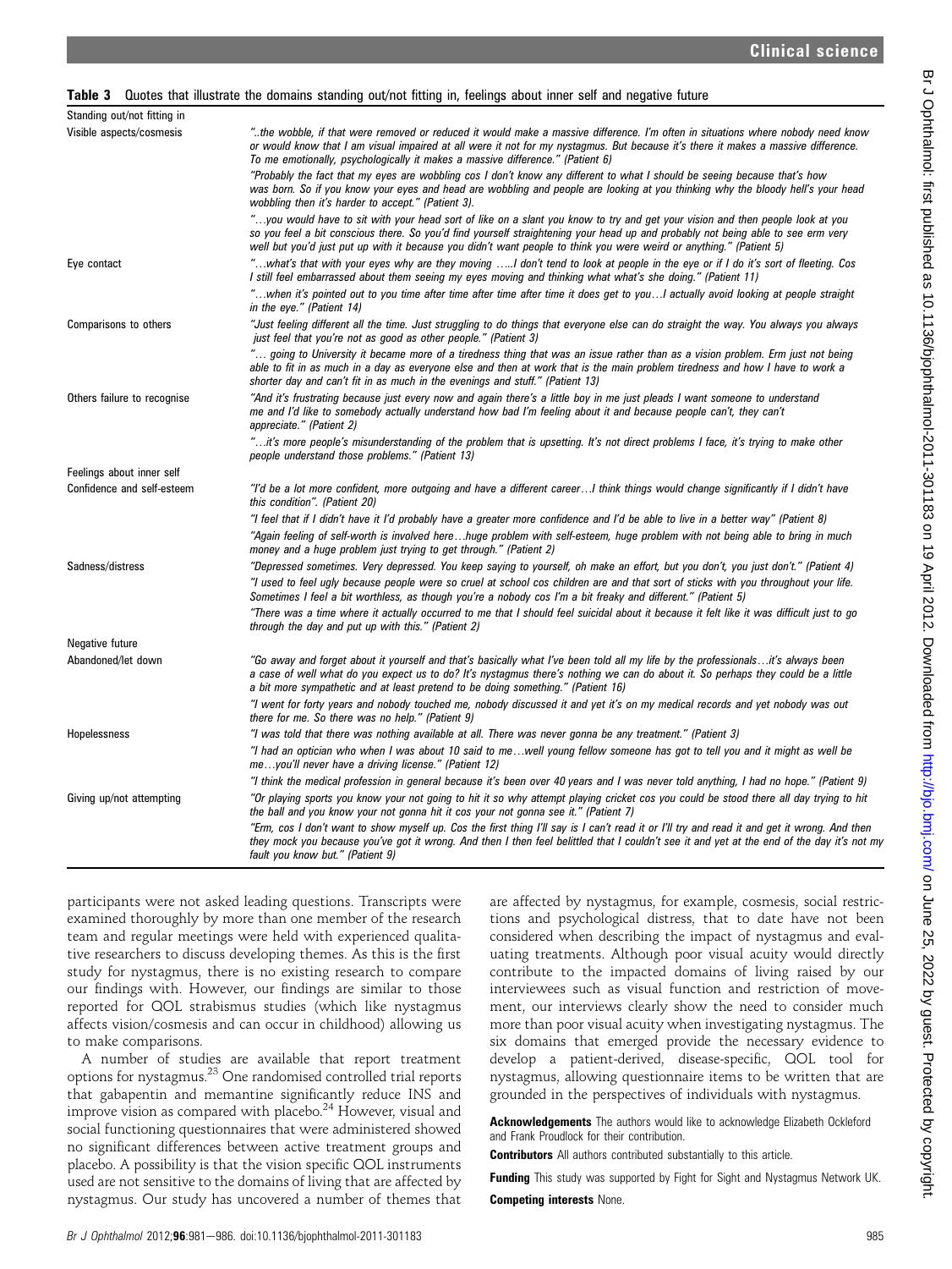**Table 3** Quotes that illustrate the domains standing out/not fitting in, feelings about inner self and negative future

| | |
|---|---|
| **Standing out/not fitting in** | |
| Visible aspects/cosmesis | "..the wobble, if that were removed or reduced it would make a massive difference. I'm often in situations where nobody need know or would know that I am visual impaired at all were it not for my nystagmus. But because it's there it makes a massive difference. To me emotionally, psychologically it makes a massive difference." (Patient 6) |
| | "Probably the fact that my eyes are wobbling cos I don't know any different to what I should be seeing because that's how was born. So if you know your eyes and head are wobbling and people are looking at you thinking why the bloody hell's your head wobbling then it's harder to accept." (Patient 3). |
| | "…you would have to sit with your head sort of like on a slant you know to try and get your vision and then people look at you so you feel a bit conscious there. So you'd find yourself straightening your head up and probably not being able to see erm very well but you'd just put up with it because you didn't want people to think you were weird or anything." (Patient 5) |
| Eye contact | "…what's that with your eyes why are they moving …..I don't tend to look at people in the eye or if I do it's sort of fleeting. Cos I still feel embarrassed about them seeing my eyes moving and thinking what what's she doing." (Patient 11) |
| | "…when it's pointed out to you time after time after time after time it does get to you…I actually avoid looking at people straight in the eye." (Patient 14) |
| Comparisons to others | "Just feeling different all the time. Just struggling to do things that everyone else can do straight the way. You always you always just feel that you're not as good as other people." (Patient 3) |
| | "… going to University it became more of a tiredness thing that was an issue rather than as a vision problem. Erm just not being able to fit in as much in a day as everyone else and then at work that is the main problem tiredness and how I have to work a shorter day and can't fit in as much in the evenings and stuff." (Patient 13) |
| Others failure to recognise | "And it's frustrating because just every now and again there's a little boy in me just pleads I want someone to understand me and I'd like to somebody actually understand how bad I'm feeling about it and because people can't, they can't appreciate." (Patient 2) |
| | "…it's more people's misunderstanding of the problem that is upsetting. It's not direct problems I face, it's trying to make other people understand those problems." (Patient 13) |
| **Feelings about inner self** | |
| Confidence and self-esteem | "I'd be a lot more confident, more outgoing and have a different career…I think things would change significantly if I didn't have this condition". (Patient 20) |
| | "I feel that if I didn't have it I'd probably have a greater more confidence and I'd be able to live in a better way" (Patient 8) |
| | "Again feeling of self-worth is involved here…huge problem with self-esteem, huge problem with not being able to bring in much money and a huge problem just trying to get through." (Patient 2) |
| Sadness/distress | "Depressed sometimes. Very depressed. You keep saying to yourself, oh make an effort, but you don't, you just don't." (Patient 4) |
| | "I used to feel ugly because people were so cruel at school cos children are and that sort of sticks with you throughout your life. Sometimes I feel a bit worthless, as though you're a nobody cos I'm a bit freaky and different." (Patient 5) |
| | "There was a time where it actually occurred to me that I should feel suicidal about it because it felt like it was difficult just to go through the day and put up with this." (Patient 2) |
| **Negative future** | |
| Abandoned/let down | "Go away and forget about it yourself and that's basically what I've been told all my life by the professionals…it's always been a case of well what do you expect us to do? It's nystagmus there's nothing we can do about it. So perhaps they could be a little a bit more sympathetic and at least pretend to be doing something." (Patient 16) |
| | "I went for forty years and nobody touched me, nobody discussed it and yet it's on my medical records and yet nobody was out there for me. So there was no help." (Patient 9) |
| Hopelessness | "I was told that there was nothing available at all. There was never gonna be any treatment." (Patient 3) |
| | "I had an optician who when I was about 10 said to me…well young fellow someone has got to tell you and it might as well be me…you'll never have a driving license." (Patient 12) |
| | "I think the medical profession in general because it's been over 40 years and I was never told anything, I had no hope." (Patient 9) |
| Giving up/not attempting | "Or playing sports you know your not going to hit it so why attempt playing cricket cos you could be stood there all day trying to hit the ball and you know your not gonna hit it cos your not gonna see it." (Patient 7) |
| | "Erm, cos I don't want to show myself up. Cos the first thing I'll say is I can't read it or I'll try and read it and get it wrong. And then they mock you because you've got it wrong. And then I then feel belittled that I couldn't see it and yet at the end of the day it's not my fault you know but." (Patient 9) |

participants were not asked leading questions. Transcripts were examined thoroughly by more than one member of the research team and regular meetings were held with experienced qualitative researchers to discuss developing themes. As this is the first study for nystagmus, there is no existing research to compare our findings with. However, our findings are similar to those reported for QOL strabismus studies (which like nystagmus affects vision/cosmesis and can occur in childhood) allowing us to make comparisons.

A number of studies are available that report treatment options for nystagmus.[23] One randomised controlled trial reports that gabapentin and memantine significantly reduce INS and improve vision as compared with placebo.[24] However, visual and social functioning questionnaires that were administered showed no significant differences between active treatment groups and placebo. A possibility is that the vision specific QOL instruments used are not sensitive to the domains of living that are affected by nystagmus. Our study has uncovered a number of themes that are affected by nystagmus, for example, cosmesis, social restrictions and psychological distress, that to date have not been considered when describing the impact of nystagmus and evaluating treatments. Although poor visual acuity would directly contribute to the impacted domains of living raised by our interviewees such as visual function and restriction of movement, our interviews clearly show the need to consider much more than poor visual acuity when investigating nystagmus. The six domains that emerged provide the necessary evidence to develop a patient-derived, disease-specific, QOL tool for nystagmus, allowing questionnaire items to be written that are grounded in the perspectives of individuals with nystagmus.

**Acknowledgements** The authors would like to acknowledge Elizabeth Ockleford and Frank Proudlock for their contribution.

**Contributors** All authors contributed substantially to this article.

**Funding** This study was supported by Fight for Sight and Nystagmus Network UK.

**Competing interests** None.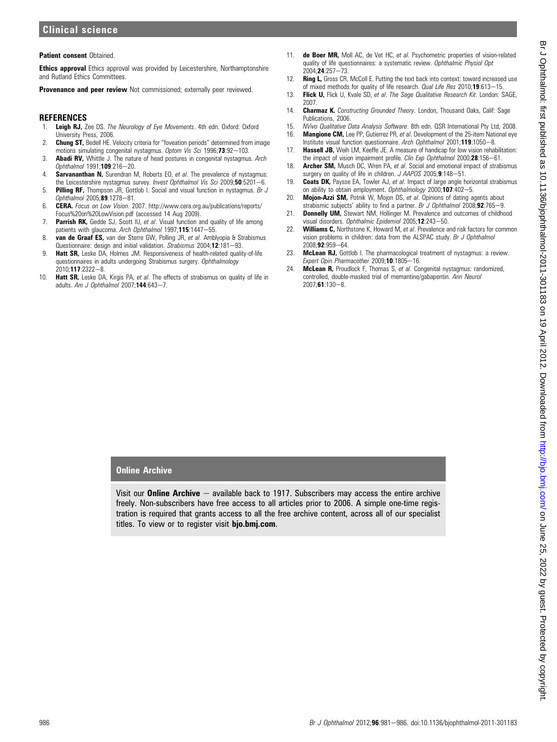**Patient consent** Obtained.

**Ethics approval** Ethics approval was provided by Leicestershire, Northamptonshire and Rutland Ethics Committees.

**Provenance and peer review** Not commissioned; externally peer reviewed.

## REFERENCES

1. **Leigh RJ,** Zee DS. *The Neurology of Eye Movements*. 4th edn. Oxford: Oxford University Press, 2006.
2. **Chung ST,** Bedell HE. Velocity criteria for "foveation periods" determined from image motions simulating congenital nystagmus. *Optom Vis Sci* 1996;**73**:92–103.
3. **Abadi RV,** Whittle J. The nature of head postures in congenital nystagmus. *Arch Ophthalmol* 1991;**109**:216–20.
4. **Sarvananthan N,** Surendran M, Roberts EO, *et al*. The prevalence of nystagmus: the Leicestershire nystagmus survey. *Invest Ophthalmol Vis Sci* 2009;**50**:5201–6.
5. **Pilling RF,** Thompson JR, Gottlob I. Social and visual function in nystagmus. *Br J Ophthalmol* 2005;**89**:1278–81.
6. **CERA.** *Focus on Low Vision*. 2007. http://www.cera.org.au/publications/reports/Focus%20on%20LowVision.pdf (accessed 14 Aug 2009).
7. **Parrish RK,** Gedde SJ, Scott IU, *et al*. Visual function and quality of life among patients with glaucoma. *Arch Ophthalmol* 1997;**115**:1447–55.
8. **van de Graaf ES,** van der Sterre GW, Polling JR, *et al*. Amblyopia & Strabismus Questionnaire: design and initial validation. *Strabismus* 2004;**12**:181–93.
9. **Hatt SR,** Leske DA, Holmes JM. Responsiveness of health-related quality-of-life questionnaires in adults undergoing Strabismus surgery. *Ophthalmology* 2010;**117**:2322–8.
10. **Hatt SR,** Leske DA, Kirgis PA, *et al*. The effects of strabismus on quality of life in adults. *Am J Ophthalmol* 2007;**144**:643–7.
11. **de Boer MR,** Moll AC, de Vet HC, *et al*. Psychometric properties of vision-related quality of life questionnaires: a systematic review. *Ophthalmic Physiol Opt* 2004;**24**:257–73.
12. **Ring L,** Gross CR, McColl E. Putting the text back into context: toward increased use of mixed methods for quality of life research. *Qual Life Res* 2010;**19**:613–15.
13. **Flick U,** Flick U, Kvale SD, *et al*. *The Sage Qualitative Research Kit*. London: SAGE, 2007.
14. **Charmaz K.** *Constructing Grounded Theory*. London, Thousand Oaks, Calif: Sage Publications, 2006.
15. *NVivo Qualitative Data Analysis Software*. 8th edn. QSR International Pty Ltd, 2008.
16. **Mangione CM,** Lee PP, Gutierrez PR, *et al*. Development of the 25-item National eye Institute visual function questionnaire. *Arch Ophthalmol* 2001;**119**:1050–8.
17. **Hassell JB,** Weih LM, Keeffe JE. A measure of handicap for low vision rehabilitation: the impact of vision impairment profile. *Clin Exp Ophthalmol* 2000;**28**:156–61.
18. **Archer SM,** Musch DC, Wren PA, *et al*. Social and emotional impact of strabismus surgery on quality of life in children. *J AAPOS* 2005;**9**:148–51.
19. **Coats DK,** Paysse EA, Towler AJ, *et al*. Impact of large angle horizontal strabismus on ability to obtain employment. *Ophthalmology* 2000;**107**:402–5.
20. **Mojon-Azzi SM,** Potnik W, Mojon DS, *et al*. Opinions of dating agents about strabismic subjects' ability to find a partner. *Br J Ophthalmol* 2008;**92**:765–9.
21. **Donnelly UM,** Stewart NM, Hollinger M. Prevalence and outcomes of childhood visual disorders. *Ophthalmic Epidemiol* 2005;**12**:243–50.
22. **Williams C,** Northstone K, Howard M, *et al*. Prevalence and risk factors for common vision problems in children: data from the ALSPAC study. *Br J Ophthalmol* 2008;**92**:959–64.
23. **McLean RJ,** Gottlob I. The pharmacological treatment of nystagmus: a review. *Expert Opin Pharmacother* 2009;**10**:1805–16.
24. **McLean R,** Proudlock F, Thomas S, *et al*. Congenital nystagmus: randomized, controlled, double-masked trial of memantine/gabapentin. *Ann Neurol* 2007;**61**:130–8.

### Online Archive

Visit our **Online Archive** – available back to 1917. Subscribers may access the entire archive freely. Non-subscribers have free access to all articles prior to 2006. A simple one-time registration is required that grants access to all the free archive content, across all of our specialist titles. To view or to register visit **bjo.bmj.com**.